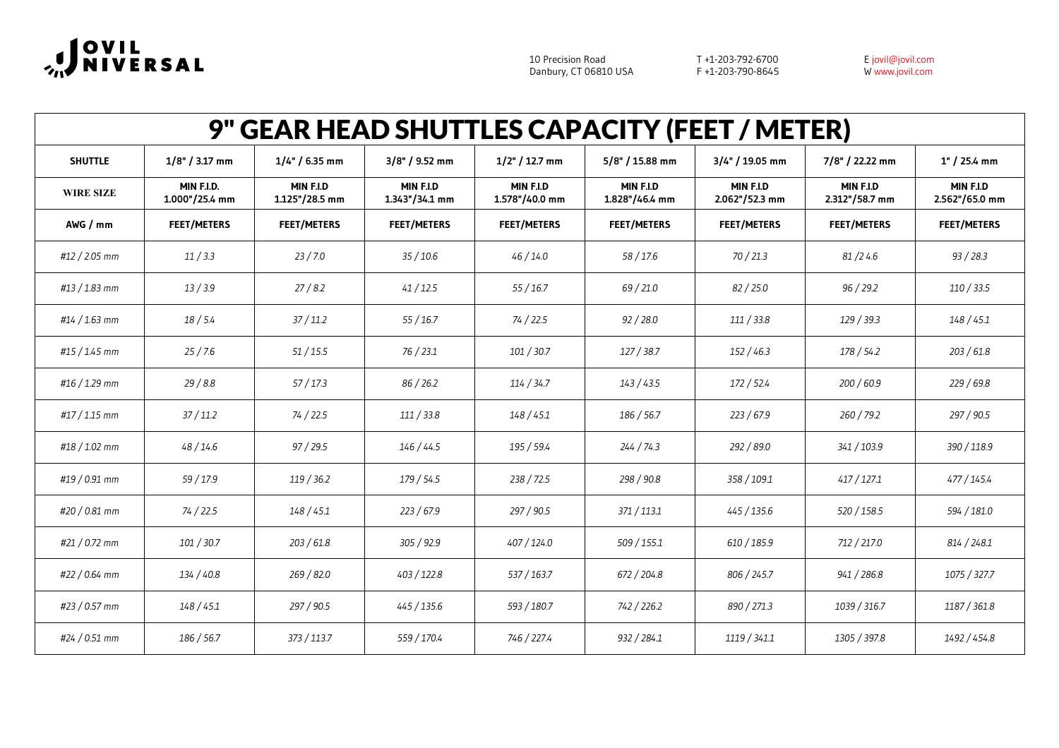JOVIL UNIVERSAL

10 Precision Road
Danbury, CT 06810 USA

T +1-203-792-6700
F +1-203-790-8645

E jovil@jovil.com
W www.jovil.com

# 9" GEAR HEAD SHUTTLES CAPACITY (FEET / METER)

| SHUTTLE | 1/8" / 3.17 mm | 1/4" / 6.35 mm | 3/8" / 9.52 mm | 1/2" / 12.7 mm | 5/8" / 15.88 mm | 3/4" / 19.05 mm | 7/8" / 22.22 mm | 1" / 25.4 mm |
|---|---|---|---|---|---|---|---|---|
| **WIRE SIZE** | **MIN F.I.D. 1.000"/25.4 mm** | **MIN F.I.D 1.125"/28.5 mm** | **MIN F.I.D 1.343"/34.1 mm** | **MIN F.I.D 1.578"/40.0 mm** | **MIN F.I.D 1.828"/46.4 mm** | **MIN F.I.D 2.062"/52.3 mm** | **MIN F.I.D 2.312"/58.7 mm** | **MIN F.I.D 2.562"/65.0 mm** |
| **AWG / mm** | **FEET/METERS** | **FEET/METERS** | **FEET/METERS** | **FEET/METERS** | **FEET/METERS** | **FEET/METERS** | **FEET/METERS** | **FEET/METERS** |
| *#12 / 2.05 mm* | *11 / 3.3* | *23 / 7.0* | *35 / 10.6* | *46 / 14.0* | *58 / 17.6* | *70 / 21.3* | *81 / 24.6* | *93 / 28.3* |
| *#13 / 1.83 mm* | *13 / 3.9* | *27 / 8.2* | *41 / 12.5* | *55 / 16.7* | *69 / 21.0* | *82 / 25.0* | *96 / 29.2* | *110 / 33.5* |
| *#14 / 1.63 mm* | *18 / 5.4* | *37 / 11.2* | *55 / 16.7* | *74 / 22.5* | *92 / 28.0* | *111 / 33.8* | *129 / 39.3* | *148 / 45.1* |
| *#15 / 1.45 mm* | *25 / 7.6* | *51 / 15.5* | *76 / 23.1* | *101 / 30.7* | *127 / 38.7* | *152 / 46.3* | *178 / 54.2* | *203 / 61.8* |
| *#16 / 1.29 mm* | *29 / 8.8* | *57 / 17.3* | *86 / 26.2* | *114 / 34.7* | *143 / 43.5* | *172 / 52.4* | *200 / 60.9* | *229 / 69.8* |
| *#17 / 1.15 mm* | *37 / 11.2* | *74 / 22.5* | *111 / 33.8* | *148 / 45.1* | *186 / 56.7* | *223 / 67.9* | *260 / 79.2* | *297 / 90.5* |
| *#18 / 1.02 mm* | *48 / 14.6* | *97 / 29.5* | *146 / 44.5* | *195 / 59.4* | *244 / 74.3* | *292 / 89.0* | *341 / 103.9* | *390 / 118.9* |
| *#19 / 0.91 mm* | *59 / 17.9* | *119 / 36.2* | *179 / 54.5* | *238 / 72.5* | *298 / 90.8* | *358 / 109.1* | *417 / 127.1* | *477 / 145.4* |
| *#20 / 0.81 mm* | *74 / 22.5* | *148 / 45.1* | *223 / 67.9* | *297 / 90.5* | *371 / 113.1* | *445 / 135.6* | *520 / 158.5* | *594 / 181.0* |
| *#21 / 0.72 mm* | *101 / 30.7* | *203 / 61.8* | *305 / 92.9* | *407 / 124.0* | *509 / 155.1* | *610 / 185.9* | *712 / 217.0* | *814 / 248.1* |
| *#22 / 0.64 mm* | *134 / 40.8* | *269 / 82.0* | *403 / 122.8* | *537 / 163.7* | *672 / 204.8* | *806 / 245.7* | *941 / 286.8* | *1075 / 327.7* |
| *#23 / 0.57 mm* | *148 / 45.1* | *297 / 90.5* | *445 / 135.6* | *593 / 180.7* | *742 / 226.2* | *890 / 271.3* | *1039 / 316.7* | *1187 / 361.8* |
| *#24 / 0.51 mm* | *186 / 56.7* | *373 / 113.7* | *559 / 170.4* | *746 / 227.4* | *932 / 284.1* | *1119 / 341.1* | *1305 / 397.8* | *1492 / 454.8* |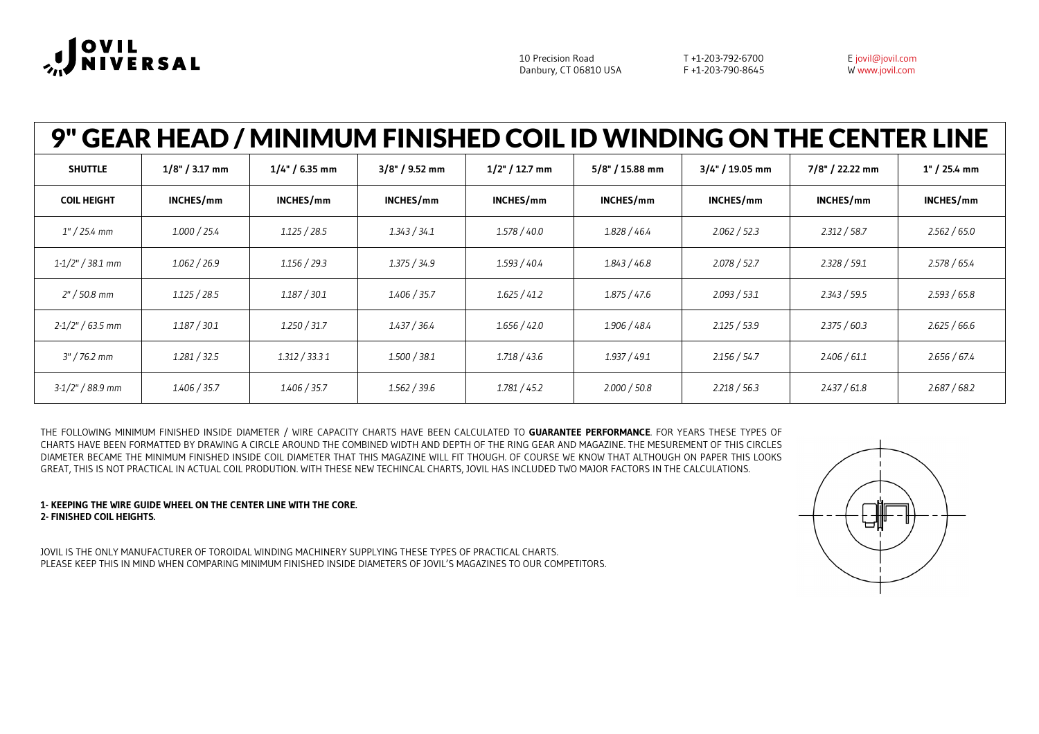10 Precision Road
Danbury, CT 06810 USA

T +1-203-792-6700
F +1-203-790-8645

E jovil@jovil.com
W www.jovil.com

# 9" GEAR HEAD / MINIMUM FINISHED COIL ID WINDING ON THE CENTER LINE

| SHUTTLE | 1/8" / 3.17 mm | 1/4" / 6.35 mm | 3/8" / 9.52 mm | 1/2" / 12.7 mm | 5/8" / 15.88 mm | 3/4" / 19.05 mm | 7/8" / 22.22 mm | 1" / 25.4 mm |
|---|---|---|---|---|---|---|---|---|
| **COIL HEIGHT** | **INCHES/mm** | **INCHES/mm** | **INCHES/mm** | **INCHES/mm** | **INCHES/mm** | **INCHES/mm** | **INCHES/mm** | **INCHES/mm** |
| *1" / 25.4 mm* | *1.000 / 25.4* | *1.125 / 28.5* | *1.343 / 34.1* | *1.578 / 40.0* | *1.828 / 46.4* | *2.062 / 52.3* | *2.312 / 58.7* | *2.562 / 65.0* |
| *1-1/2" / 38.1 mm* | *1.062 / 26.9* | *1.156 / 29.3* | *1.375 / 34.9* | *1.593 / 40.4* | *1.843 / 46.8* | *2.078 / 52.7* | *2.328 / 59.1* | *2.578 / 65.4* |
| *2" / 50.8 mm* | *1.125 / 28.5* | *1.187 / 30.1* | *1.406 / 35.7* | *1.625 / 41.2* | *1.875 / 47.6* | *2.093 / 53.1* | *2.343 / 59.5* | *2.593 / 65.8* |
| *2-1/2" / 63.5 mm* | *1.187 / 30.1* | *1.250 / 31.7* | *1.437 / 36.4* | *1.656 / 42.0* | *1.906 / 48.4* | *2.125 / 53.9* | *2.375 / 60.3* | *2.625 / 66.6* |
| *3" / 76.2 mm* | *1.281 / 32.5* | *1.312 / 33.3 1* | *1.500 / 38.1* | *1.718 / 43.6* | *1.937 / 49.1* | *2.156 / 54.7* | *2.406 / 61.1* | *2.656 / 67.4* |
| *3-1/2" / 88.9 mm* | *1.406 / 35.7* | *1.406 / 35.7* | *1.562 / 39.6* | *1.781 / 45.2* | *2.000 / 50.8* | *2.218 / 56.3* | *2.437 / 61.8* | *2.687 / 68.2* |

THE FOLLOWING MINIMUM FINISHED INSIDE DIAMETER / WIRE CAPACITY CHARTS HAVE BEEN CALCULATED TO **GUARANTEE PERFORMANCE**. FOR YEARS THESE TYPES OF CHARTS HAVE BEEN FORMATTED BY DRAWING A CIRCLE AROUND THE COMBINED WIDTH AND DEPTH OF THE RING GEAR AND MAGAZINE. THE MESUREMENT OF THIS CIRCLES DIAMETER BECAME THE MINIMUM FINISHED INSIDE COIL DIAMETER THAT THIS MAGAZINE WILL FIT THOUGH. OF COURSE WE KNOW THAT ALTHOUGH ON PAPER THIS LOOKS GREAT, THIS IS NOT PRACTICAL IN ACTUAL COIL PRODUTION. WITH THESE NEW TECHINCAL CHARTS, JOVIL HAS INCLUDED TWO MAJOR FACTORS IN THE CALCULATIONS.

**1- KEEPING THE WIRE GUIDE WHEEL ON THE CENTER LINE WITH THE CORE.**
**2- FINISHED COIL HEIGHTS.**

JOVIL IS THE ONLY MANUFACTURER OF TOROIDAL WINDING MACHINERY SUPPLYING THESE TYPES OF PRACTICAL CHARTS.
PLEASE KEEP THIS IN MIND WHEN COMPARING MINIMUM FINISHED INSIDE DIAMETERS OF JOVIL'S MAGAZINES TO OUR COMPETITORS.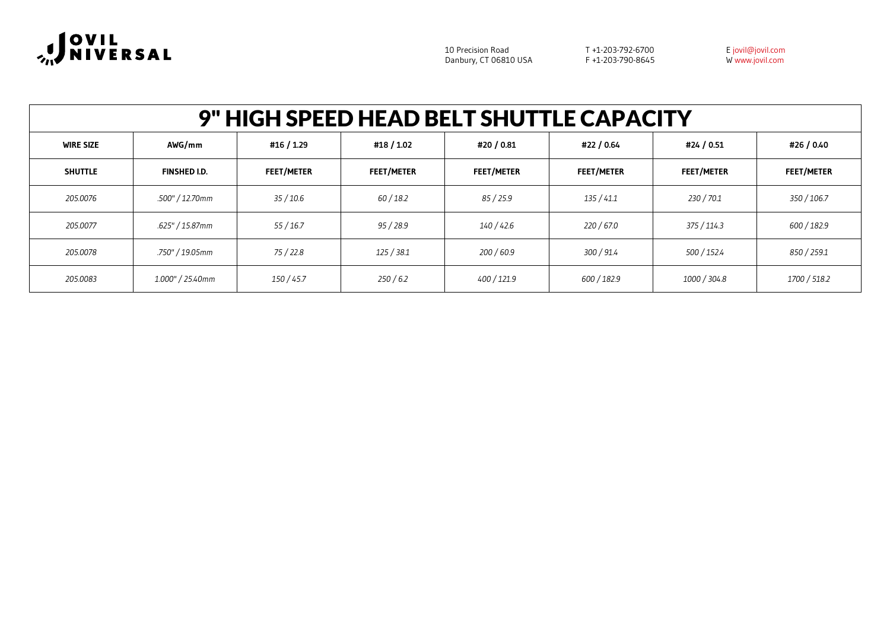JOVIL UNIVERSAL

10 Precision Road
Danbury, CT 06810 USA

T +1-203-792-6700
F +1-203-790-8645

E jovil@jovil.com
W www.jovil.com

# 9" HIGH SPEED HEAD BELT SHUTTLE CAPACITY

| WIRE SIZE | AWG/mm | #16 / 1.29 | #18 / 1.02 | #20 / 0.81 | #22 / 0.64 | #24 / 0.51 | #26 / 0.40 |
|---|---|---|---|---|---|---|---|
| **SHUTTLE** | **FINSHED I.D.** | **FEET/METER** | **FEET/METER** | **FEET/METER** | **FEET/METER** | **FEET/METER** | **FEET/METER** |
| *205.0076* | *.500" / 12.70mm* | *35 / 10.6* | *60 / 18.2* | *85 / 25.9* | *135 / 41.1* | *230 / 70.1* | *350 / 106.7* |
| *205.0077* | *.625" / 15.87mm* | *55 / 16.7* | *95 / 28.9* | *140 / 42.6* | *220 / 67.0* | *375 / 114.3* | *600 / 182.9* |
| *205.0078* | *.750" / 19.05mm* | *75 / 22.8* | *125 / 38.1* | *200 / 60.9* | *300 / 91.4* | *500 / 152.4* | *850 / 259.1* |
| *205.0083* | *1.000" / 25.40mm* | *150 / 45.7* | *250 / 6.2* | *400 / 121.9* | *600 / 182.9* | *1000 / 304.8* | *1700 / 518.2* |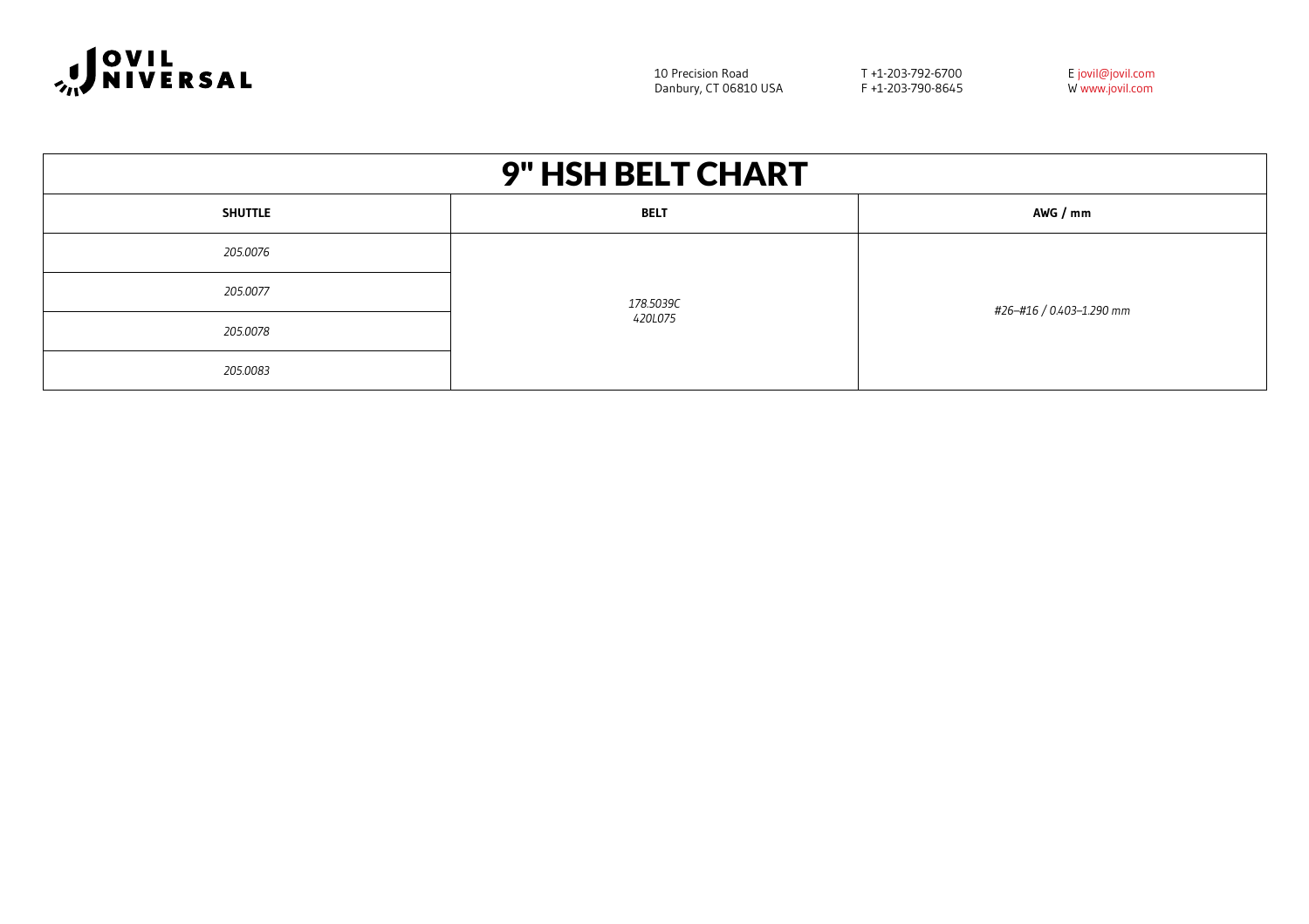JOVIL UNIVERSAL

10 Precision Road
Danbury, CT 06810 USA

T +1-203-792-6700
F +1-203-790-8645

E jovil@jovil.com
W www.jovil.com

# 9" HSH BELT CHART

| SHUTTLE | BELT | AWG / mm |
|---|---|---|
| *205.0076* | *178.5039C* *420L075* | *#26–#16 / 0.403–1.290 mm* |
| *205.0077* | | |
| *205.0078* | | |
| *205.0083* | | |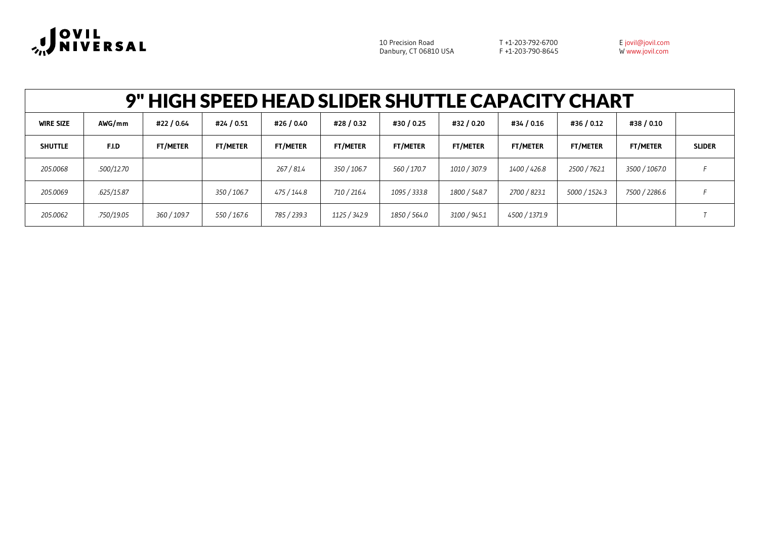JOVIL UNIVERSAL

10 Precision Road
Danbury, CT 06810 USA

T +1-203-792-6700
F +1-203-790-8645

E jovil@jovil.com
W www.jovil.com

# 9" HIGH SPEED HEAD SLIDER SHUTTLE CAPACITY CHART

| WIRE SIZE | AWG/mm | #22 / 0.64 | #24 / 0.51 | #26 / 0.40 | #28 / 0.32 | #30 / 0.25 | #32 / 0.20 | #34 / 0.16 | #36 / 0.12 | #38 / 0.10 | |
|---|---|---|---|---|---|---|---|---|---|---|---|
| **SHUTTLE** | **F.I.D** | **FT/METER** | **FT/METER** | **FT/METER** | **FT/METER** | **FT/METER** | **FT/METER** | **FT/METER** | **FT/METER** | **FT/METER** | **SLIDER** |
| *205.0068* | *.500/12.70* | | | *267 / 81.4* | *350 / 106.7* | *560 / 170.7* | *1010 / 307.9* | *1400 / 426.8* | *2500 / 762.1* | *3500 / 1067.0* | *F* |
| *205.0069* | *.625/15.87* | | *350 / 106.7* | *475 / 144.8* | *710 / 216.4* | *1095 / 333.8* | *1800 / 548.7* | *2700 / 823.1* | *5000 / 1524.3* | *7500 / 2286.6* | *F* |
| *205.0062* | *.750/19.05* | *360 / 109.7* | *550 / 167.6* | *785 / 239.3* | *1125 / 342.9* | *1850 / 564.0* | *3100 / 945.1* | *4500 / 1371.9* | | | *T* |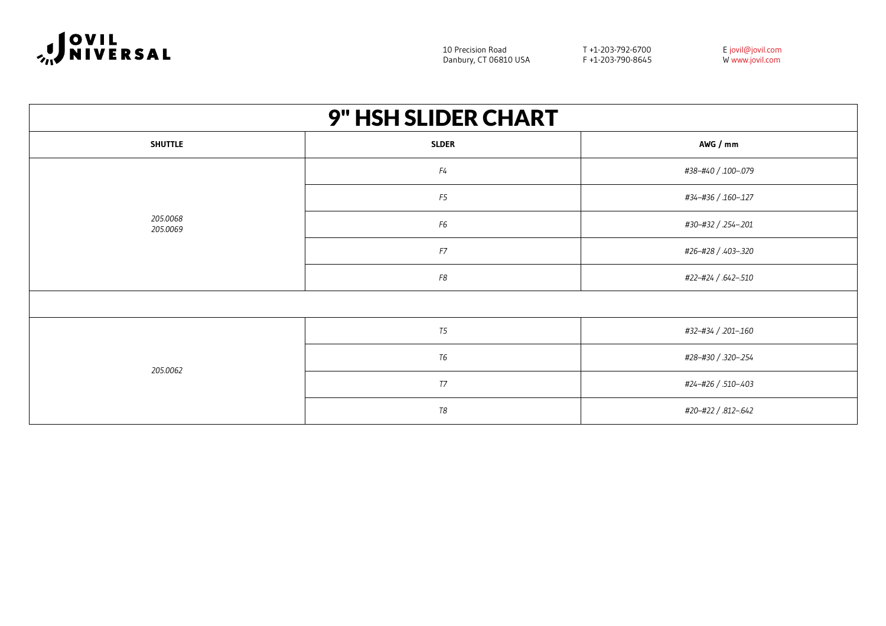JOVIL UNIVERSAL

10 Precision Road
Danbury, CT 06810 USA

T +1-203-792-6700
F +1-203-790-8645

E jovil@jovil.com
W www.jovil.com

# 9" HSH SLIDER CHART

| SHUTTLE | SLDER | AWG / mm |
|---|---|---|
| *205.0068*<br>*205.0069* | *F4* | *#38–#40 / .100–.079* |
| | *F5* | *#34–#36 / .160–.127* |
| | *F6* | *#30–#32 / .254–.201* |
| | *F7* | *#26–#28 / .403–.320* |
| | *F8* | *#22–#24 / .642–.510* |
| | | |
| *205.0062* | *T5* | *#32–#34 / .201–.160* |
| | *T6* | *#28–#30 / .320–.254* |
| | *T7* | *#24–#26 / .510–.403* |
| | *T8* | *#20–#22 / .812–.642* |